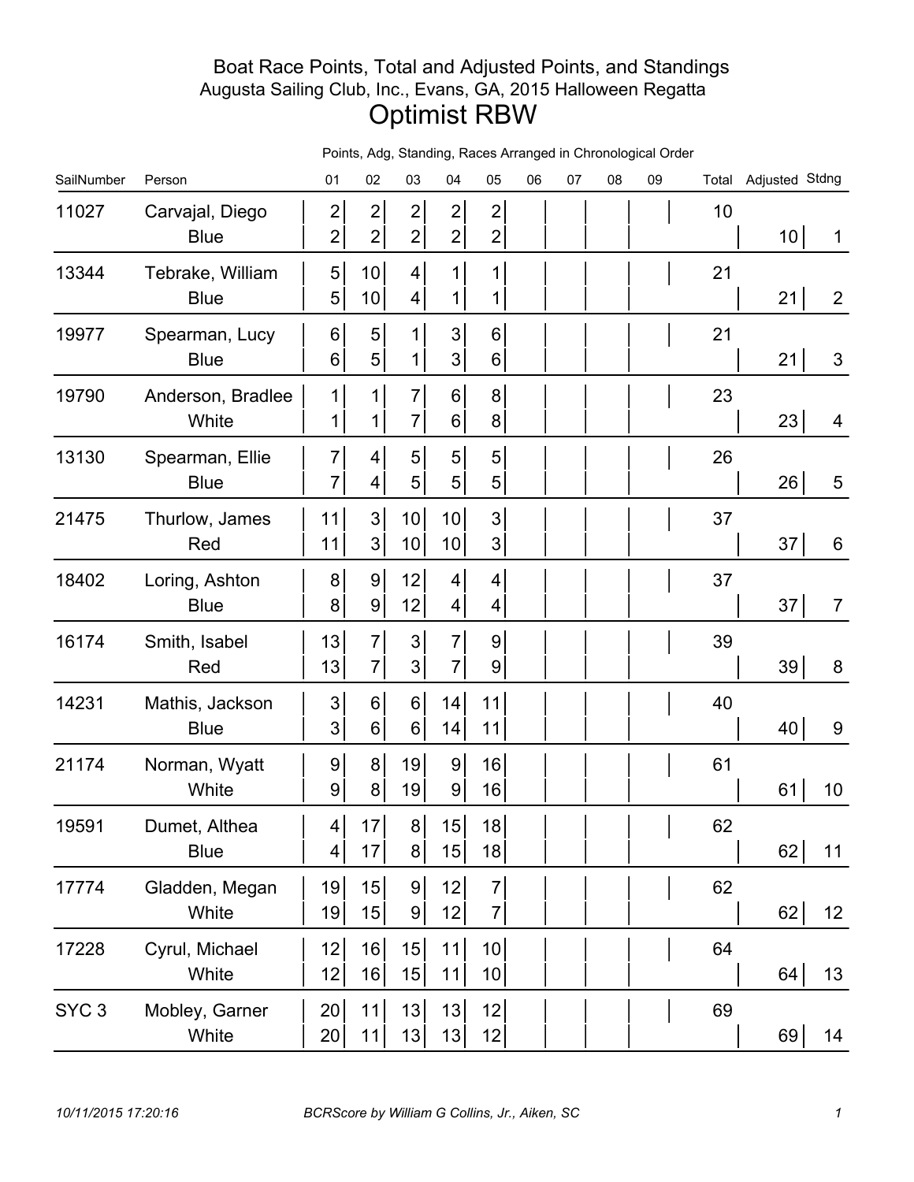# Boat Race Points, Total and Adjusted Points, and Standings

## Augusta Sailing Club, Inc., Evans, GA, 2015 Halloween Regatta

# Optimist RBW

Points, Adg, Standing, Races Arranged in Chronological Order

| SailNumber | Person | 01 | 02 | 03 | 04 | 05 | 06 | 07 | 08 | 09 | Total | Adjusted | Stdng |
|---|---|---|---|---|---|---|---|---|---|---|---|---|---|
| 11027 | Carvajal, Diego | 2 | 2 | 2 | 2 | 2 | | | | | 10 | | |
| | Blue | 2 | 2 | 2 | 2 | 2 | | | | | | 10 | 1 |
| 13344 | Tebrake, William | 5 | 10 | 4 | 1 | 1 | | | | | 21 | | |
| | Blue | 5 | 10 | 4 | 1 | 1 | | | | | | 21 | 2 |
| 19977 | Spearman, Lucy | 6 | 5 | 1 | 3 | 6 | | | | | 21 | | |
| | Blue | 6 | 5 | 1 | 3 | 6 | | | | | | 21 | 3 |
| 19790 | Anderson, Bradlee | 1 | 1 | 7 | 6 | 8 | | | | | 23 | | |
| | White | 1 | 1 | 7 | 6 | 8 | | | | | | 23 | 4 |
| 13130 | Spearman, Ellie | 7 | 4 | 5 | 5 | 5 | | | | | 26 | | |
| | Blue | 7 | 4 | 5 | 5 | 5 | | | | | | 26 | 5 |
| 21475 | Thurlow, James | 11 | 3 | 10 | 10 | 3 | | | | | 37 | | |
| | Red | 11 | 3 | 10 | 10 | 3 | | | | | | 37 | 6 |
| 18402 | Loring, Ashton | 8 | 9 | 12 | 4 | 4 | | | | | 37 | | |
| | Blue | 8 | 9 | 12 | 4 | 4 | | | | | | 37 | 7 |
| 16174 | Smith, Isabel | 13 | 7 | 3 | 7 | 9 | | | | | 39 | | |
| | Red | 13 | 7 | 3 | 7 | 9 | | | | | | 39 | 8 |
| 14231 | Mathis, Jackson | 3 | 6 | 6 | 14 | 11 | | | | | 40 | | |
| | Blue | 3 | 6 | 6 | 14 | 11 | | | | | | 40 | 9 |
| 21174 | Norman, Wyatt | 9 | 8 | 19 | 9 | 16 | | | | | 61 | | |
| | White | 9 | 8 | 19 | 9 | 16 | | | | | | 61 | 10 |
| 19591 | Dumet, Althea | 4 | 17 | 8 | 15 | 18 | | | | | 62 | | |
| | Blue | 4 | 17 | 8 | 15 | 18 | | | | | | 62 | 11 |
| 17774 | Gladden, Megan | 19 | 15 | 9 | 12 | 7 | | | | | 62 | | |
| | White | 19 | 15 | 9 | 12 | 7 | | | | | | 62 | 12 |
| 17228 | Cyrul, Michael | 12 | 16 | 15 | 11 | 10 | | | | | 64 | | |
| | White | 12 | 16 | 15 | 11 | 10 | | | | | | 64 | 13 |
| SYC 3 | Mobley, Garner | 20 | 11 | 13 | 13 | 12 | | | | | 69 | | |
| | White | 20 | 11 | 13 | 13 | 12 | | | | | | 69 | 14 |

*10/11/2015 17:20:16* *BCRScore by William G Collins, Jr., Aiken, SC*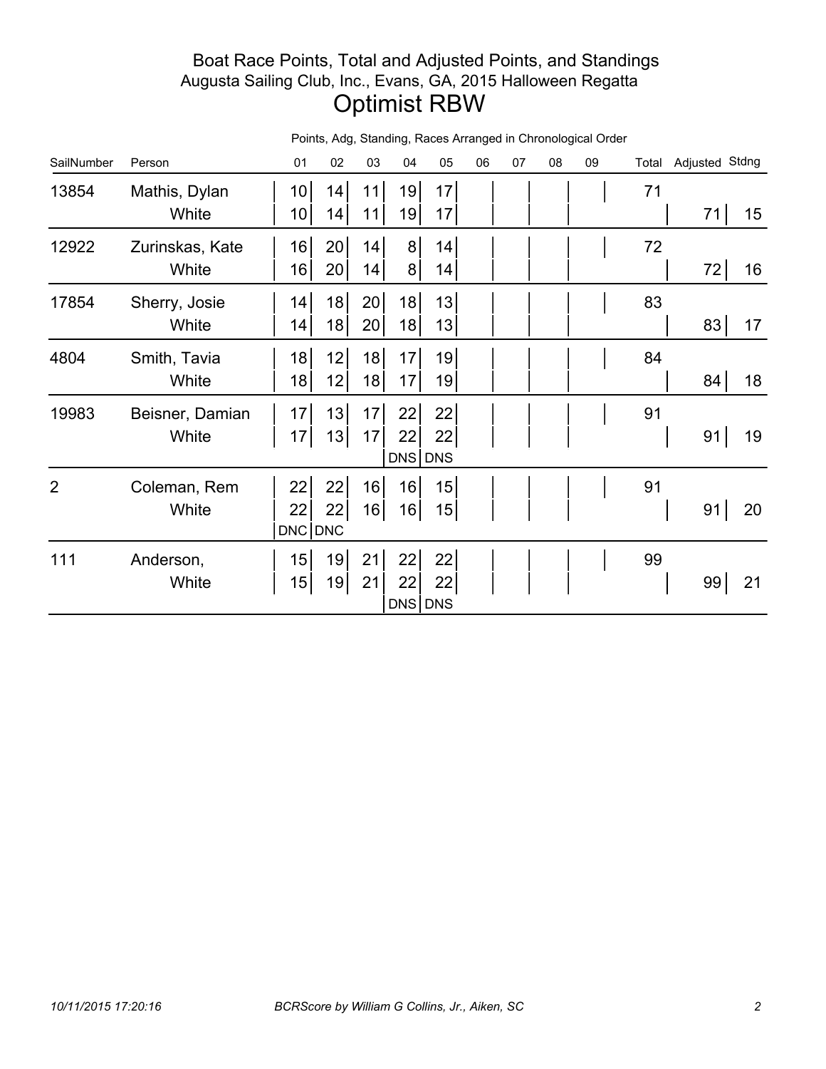# Boat Race Points, Total and Adjusted Points, and Standings

## Augusta Sailing Club, Inc., Evans, GA, 2015 Halloween Regatta

# Optimist RBW

Points, Adg, Standing, Races Arranged in Chronological Order

| SailNumber | Person | 01 | 02 | 03 | 04 | 05 | 06 | 07 | 08 | 09 | Total | Adjusted | Stdng |
|---|---|---|---|---|---|---|---|---|---|---|---|---|---|
| 13854 | Mathis, Dylan | 10 | 14 | 11 | 19 | 17 | | | | | 71 | | |
| | White | 10 | 14 | 11 | 19 | 17 | | | | | | 71 | 15 |
| 12922 | Zurinskas, Kate | 16 | 20 | 14 | 8 | 14 | | | | | 72 | | |
| | White | 16 | 20 | 14 | 8 | 14 | | | | | | 72 | 16 |
| 17854 | Sherry, Josie | 14 | 18 | 20 | 18 | 13 | | | | | 83 | | |
| | White | 14 | 18 | 20 | 18 | 13 | | | | | | 83 | 17 |
| 4804 | Smith, Tavia | 18 | 12 | 18 | 17 | 19 | | | | | 84 | | |
| | White | 18 | 12 | 18 | 17 | 19 | | | | | | 84 | 18 |
| 19983 | Beisner, Damian | 17 | 13 | 17 | 22 | 22 | | | | | 91 | | |
| | White | 17 | 13 | 17 | 22 | 22 | | | | | | 91 | 19 |
| | | | | | DNS | DNS | | | | | | | |
| 2 | Coleman, Rem | 22 | 22 | 16 | 16 | 15 | | | | | 91 | | |
| | White | 22 | 22 | 16 | 16 | 15 | | | | | | 91 | 20 |
| | | DNC | DNC | | | | | | | | | | |
| 111 | Anderson, | 15 | 19 | 21 | 22 | 22 | | | | | 99 | | |
| | White | 15 | 19 | 21 | 22 | 22 | | | | | | 99 | 21 |
| | | | | | DNS | DNS | | | | | | | |

10/11/2015 17:20:16 BCRScore by William G Collins, Jr., Aiken, SC